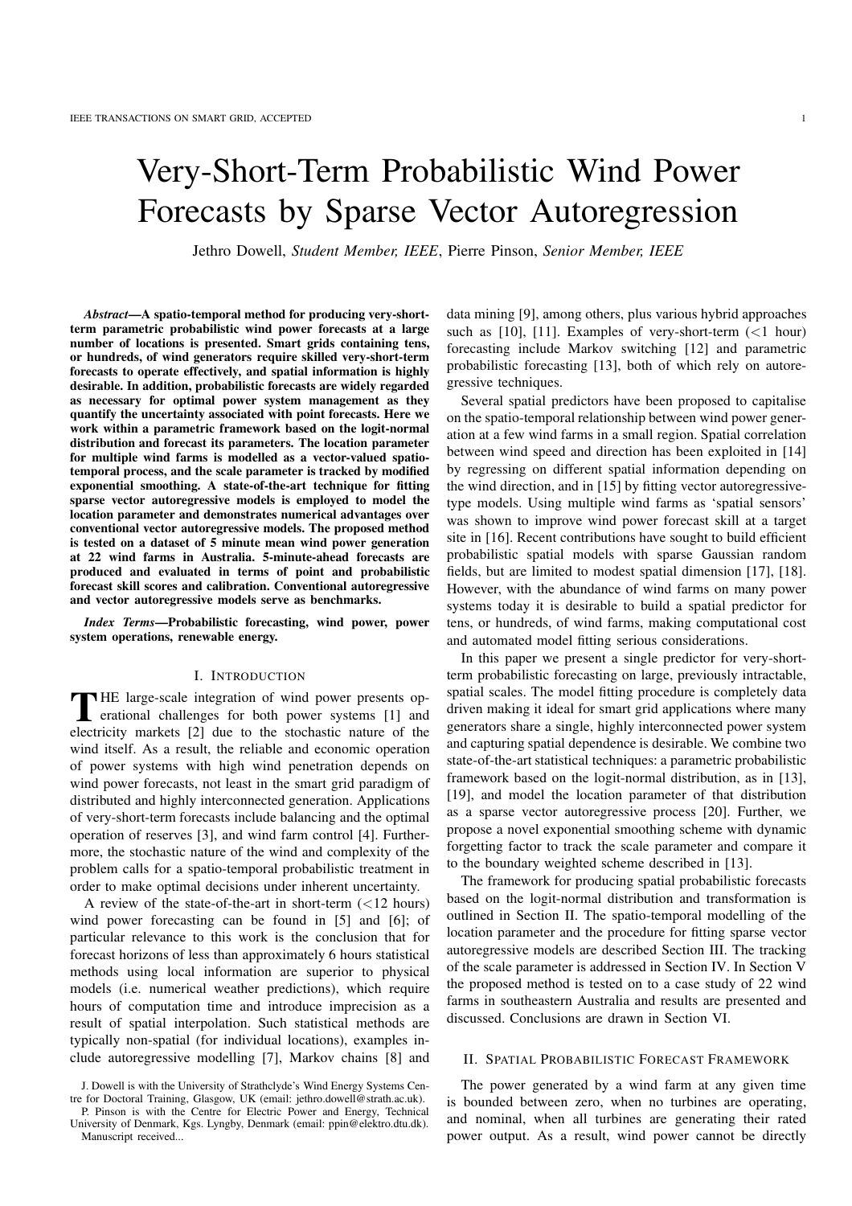# Very-Short-Term Probabilistic Wind Power Forecasts by Sparse Vector Autoregression

Jethro Dowell, *Student Member, IEEE*, Pierre Pinson, *Senior Member, IEEE*

***Abstract*—A spatio-temporal method for producing very-short-term parametric probabilistic wind power forecasts at a large number of locations is presented. Smart grids containing tens, or hundreds, of wind generators require skilled very-short-term forecasts to operate effectively, and spatial information is highly desirable. In addition, probabilistic forecasts are widely regarded as necessary for optimal power system management as they quantify the uncertainty associated with point forecasts. Here we work within a parametric framework based on the logit-normal distribution and forecast its parameters. The location parameter for multiple wind farms is modelled as a vector-valued spatio-temporal process, and the scale parameter is tracked by modified exponential smoothing. A state-of-the-art technique for fitting sparse vector autoregressive models is employed to model the location parameter and demonstrates numerical advantages over conventional vector autoregressive models. The proposed method is tested on a dataset of 5 minute mean wind power generation at 22 wind farms in Australia. 5-minute-ahead forecasts are produced and evaluated in terms of point and probabilistic forecast skill scores and calibration. Conventional autoregressive and vector autoregressive models serve as benchmarks.**

***Index Terms*—Probabilistic forecasting, wind power, power system operations, renewable energy.**

## I. Introduction

The large-scale integration of wind power presents operational challenges for both power systems [1] and electricity markets [2] due to the stochastic nature of the wind itself. As a result, the reliable and economic operation of power systems with high wind penetration depends on wind power forecasts, not least in the smart grid paradigm of distributed and highly interconnected generation. Applications of very-short-term forecasts include balancing and the optimal operation of reserves [3], and wind farm control [4]. Furthermore, the stochastic nature of the wind and complexity of the problem calls for a spatio-temporal probabilistic treatment in order to make optimal decisions under inherent uncertainty.

A review of the state-of-the-art in short-term ($<$12 hours) wind power forecasting can be found in [5] and [6]; of particular relevance to this work is the conclusion that for forecast horizons of less than approximately 6 hours statistical methods using local information are superior to physical models (i.e. numerical weather predictions), which require hours of computation time and introduce imprecision as a result of spatial interpolation. Such statistical methods are typically non-spatial (for individual locations), examples include autoregressive modelling [7], Markov chains [8] and data mining [9], among others, plus various hybrid approaches such as [10], [11]. Examples of very-short-term ($<$1 hour) forecasting include Markov switching [12] and parametric probabilistic forecasting [13], both of which rely on autoregressive techniques.

Several spatial predictors have been proposed to capitalise on the spatio-temporal relationship between wind power generation at a few wind farms in a small region. Spatial correlation between wind speed and direction has been exploited in [14] by regressing on different spatial information depending on the wind direction, and in [15] by fitting vector autoregressive-type models. Using multiple wind farms as 'spatial sensors' was shown to improve wind power forecast skill at a target site in [16]. Recent contributions have sought to build efficient probabilistic spatial models with sparse Gaussian random fields, but are limited to modest spatial dimension [17], [18]. However, with the abundance of wind farms on many power systems today it is desirable to build a spatial predictor for tens, or hundreds, of wind farms, making computational cost and automated model fitting serious considerations.

In this paper we present a single predictor for very-short-term probabilistic forecasting on large, previously intractable, spatial scales. The model fitting procedure is completely data driven making it ideal for smart grid applications where many generators share a single, highly interconnected power system and capturing spatial dependence is desirable. We combine two state-of-the-art statistical techniques: a parametric probabilistic framework based on the logit-normal distribution, as in [13], [19], and model the location parameter of that distribution as a sparse vector autoregressive process [20]. Further, we propose a novel exponential smoothing scheme with dynamic forgetting factor to track the scale parameter and compare it to the boundary weighted scheme described in [13].

The framework for producing spatial probabilistic forecasts based on the logit-normal distribution and transformation is outlined in Section II. The spatio-temporal modelling of the location parameter and the procedure for fitting sparse vector autoregressive models are described Section III. The tracking of the scale parameter is addressed in Section IV. In Section V the proposed method is tested on to a case study of 22 wind farms in southeastern Australia and results are presented and discussed. Conclusions are drawn in Section VI.

## II. Spatial Probabilistic Forecast Framework

The power generated by a wind farm at any given time is bounded between zero, when no turbines are operating, and nominal, when all turbines are generating their rated power output. As a result, wind power cannot be directly

J. Dowell is with the University of Strathclyde's Wind Energy Systems Centre for Doctoral Training, Glasgow, UK (email: jethro.dowell@strath.ac.uk).

P. Pinson is with the Centre for Electric Power and Energy, Technical University of Denmark, Kgs. Lyngby, Denmark (email: ppin@elektro.dtu.dk).

Manuscript received...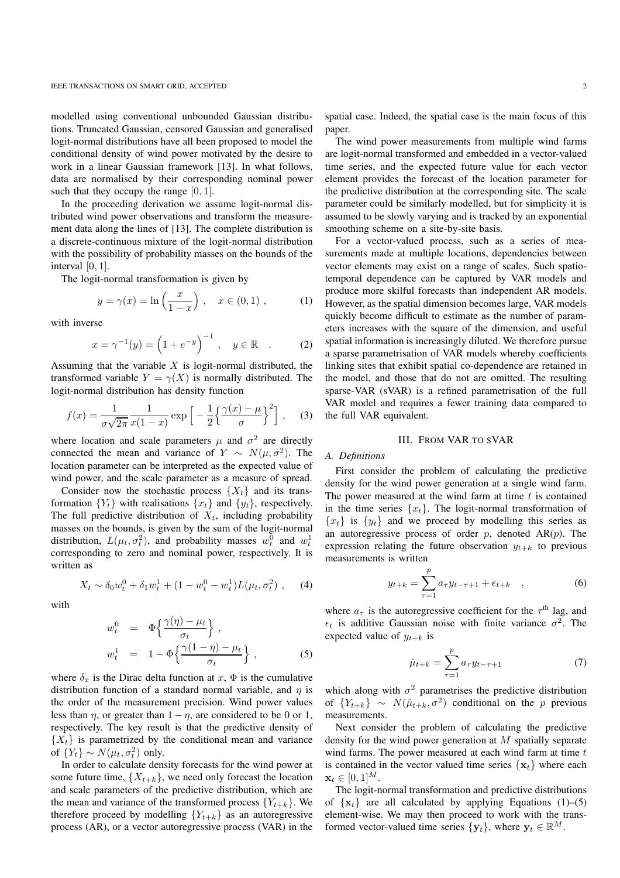modelled using conventional unbounded Gaussian distributions. Truncated Gaussian, censored Gaussian and generalised logit-normal distributions have all been proposed to model the conditional density of wind power motivated by the desire to work in a linear Gaussian framework [13]. In what follows, data are normalised by their corresponding nominal power such that they occupy the range $[0, 1]$.

In the proceeding derivation we assume logit-normal distributed wind power observations and transform the measurement data along the lines of [13]. The complete distribution is a discrete-continuous mixture of the logit-normal distribution with the possibility of probability masses on the bounds of the interval $[0, 1]$.

The logit-normal transformation is given by

$$y = \gamma(x) = \ln\Big(\frac{x}{1-x}\Big) \ , \quad x \in (0,1) \ , \tag{1}$$

with inverse

$$x = \gamma^{-1}(y) = \Big(1 + e^{-y}\Big)^{-1} \ , \quad y \in \mathbb{R} \quad . \tag{2}$$

Assuming that the variable $X$ is logit-normal distributed, the transformed variable $Y = \gamma(X)$ is normally distributed. The logit-normal distribution has density function

$$f(x) = \frac{1}{\sigma\sqrt{2\pi}}\frac{1}{x(1-x)}\exp\Big[-\frac{1}{2}\Big\{\frac{\gamma(x)-\mu}{\sigma}\Big\}^2\Big] \ , \tag{3}$$

where location and scale parameters $\mu$ and $\sigma^2$ are directly connected the mean and variance of $Y \sim N(\mu, \sigma^2)$. The location parameter can be interpreted as the expected value of wind power, and the scale parameter as a measure of spread.

Consider now the stochastic process $\{X_t\}$ and its transformation $\{Y_t\}$ with realisations $\{x_t\}$ and $\{y_t\}$, respectively. The full predictive distribution of $X_t$, including probability masses on the bounds, is given by the sum of the logit-normal distribution, $L(\mu_t, \sigma_t^2)$, and probability masses $w_t^0$ and $w_t^1$ corresponding to zero and nominal power, respectively. It is written as

$$X_t \sim \delta_0 w_t^0 + \delta_1 w_t^1 + (1 - w_t^0 - w_t^1)L(\mu_t, \sigma_t^2) \ , \tag{4}$$

with

$$\begin{aligned} w_t^0 &= \Phi\Big\{\frac{\gamma(\eta)-\mu_t}{\sigma_t}\Big\} \ , \\ w_t^1 &= 1 - \Phi\Big\{\frac{\gamma(1-\eta)-\mu_t}{\sigma_t}\Big\} \ , \end{aligned} \tag{5}$$

where $\delta_x$ is the Dirac delta function at $x$, $\Phi$ is the cumulative distribution function of a standard normal variable, and $\eta$ is the order of the measurement precision. Wind power values less than $\eta$, or greater than $1 - \eta$, are considered to be 0 or 1, respectively. The key result is that the predictive density of $\{X_t\}$ is parametrized by the conditional mean and variance of $\{Y_t\} \sim N(\mu_t, \sigma_t^2)$ only.

In order to calculate density forecasts for the wind power at some future time, $\{X_{t+k}\}$, we need only forecast the location and scale parameters of the predictive distribution, which are the mean and variance of the transformed process $\{Y_{t+k}\}$. We therefore proceed by modelling $\{Y_{t+k}\}$ as an autoregressive process (AR), or a vector autoregressive process (VAR) in the spatial case. Indeed, the spatial case is the main focus of this paper.

The wind power measurements from multiple wind farms are logit-normal transformed and embedded in a vector-valued time series, and the expected future value for each vector element provides the forecast of the location parameter for the predictive distribution at the corresponding site. The scale parameter could be similarly modelled, but for simplicity it is assumed to be slowly varying and is tracked by an exponential smoothing scheme on a site-by-site basis.

For a vector-valued process, such as a series of measurements made at multiple locations, dependencies between vector elements may exist on a range of scales. Such spatio-temporal dependence can be captured by VAR models and produce more skilful forecasts than independent AR models. However, as the spatial dimension becomes large, VAR models quickly become difficult to estimate as the number of parameters increases with the square of the dimension, and useful spatial information is increasingly diluted. We therefore pursue a sparse parametrisation of VAR models whereby coefficients linking sites that exhibit spatial co-dependence are retained in the model, and those that do not are omitted. The resulting sparse-VAR (sVAR) is a refined parametrisation of the full VAR model and requires a fewer training data compared to the full VAR equivalent.

## III. From VAR to sVAR

### A. Definitions

First consider the problem of calculating the predictive density for the wind power generation at a single wind farm. The power measured at the wind farm at time $t$ is contained in the time series $\{x_t\}$. The logit-normal transformation of $\{x_t\}$ is $\{y_t\}$ and we proceed by modelling this series as an autoregressive process of order $p$, denoted AR($p$). The expression relating the future observation $y_{t+k}$ to previous measurements is written

$$y_{t+k} = \sum_{\tau=1}^{p} a_\tau y_{t-\tau+1} + \epsilon_{t+k} \quad , \tag{6}$$

where $a_\tau$ is the autoregressive coefficient for the $\tau^{\text{th}}$ lag, and $\epsilon_t$ is additive Gaussian noise with finite variance $\sigma^2$. The expected value of $y_{t+k}$ is

$$\hat{\mu}_{t+k} = \sum_{\tau=1}^{p} a_\tau y_{t-\tau+1} \tag{7}$$

which along with $\sigma^2$ parametrises the predictive distribution of $\{Y_{t+k}\} \sim N(\hat{\mu}_{t+k}, \sigma^2)$ conditional on the $p$ previous measurements.

Next consider the problem of calculating the predictive density for the wind power generation at $M$ spatially separate wind farms. The power measured at each wind farm at time $t$ is contained in the vector valued time series $\{\mathbf{x}_t\}$ where each $\mathbf{x}_t \in [0, 1]^M$.

The logit-normal transformation and predictive distributions of $\{\mathbf{x}_t\}$ are all calculated by applying Equations (1)–(5) element-wise. We may then proceed to work with the transformed vector-valued time series $\{\mathbf{y}_t\}$, where $\mathbf{y}_t \in \mathbb{R}^M$.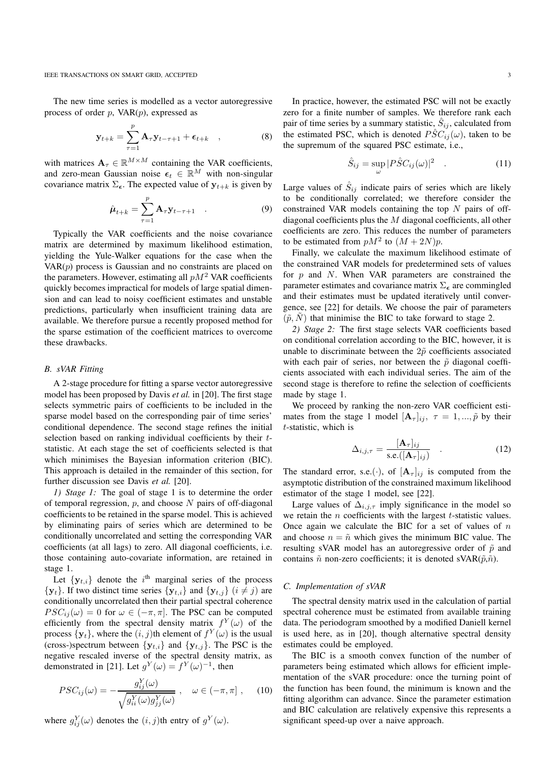The new time series is modelled as a vector autoregressive process of order $p$, VAR($p$), expressed as

$$\mathbf{y}_{t+k} = \sum_{\tau=1}^{p} \mathbf{A}_\tau \mathbf{y}_{t-\tau+1} + \boldsymbol{\epsilon}_{t+k} \quad , \tag{8}$$

with matrices $\mathbf{A}_\tau \in \mathbb{R}^{M \times M}$ containing the VAR coefficients, and zero-mean Gaussian noise $\boldsymbol{\epsilon}_t \in \mathbb{R}^M$ with non-singular covariance matrix $\Sigma_{\boldsymbol{\epsilon}}$. The expected value of $\mathbf{y}_{t+k}$ is given by

$$\hat{\boldsymbol{\mu}}_{t+k} = \sum_{\tau=1}^{p} \mathbf{A}_\tau \mathbf{y}_{t-\tau+1} \quad . \tag{9}$$

Typically the VAR coefficients and the noise covariance matrix are determined by maximum likelihood estimation, yielding the Yule-Walker equations for the case when the VAR($p$) process is Gaussian and no constraints are placed on the parameters. However, estimating all $pM^2$ VAR coefficients quickly becomes impractical for models of large spatial dimension and can lead to noisy coefficient estimates and unstable predictions, particularly when insufficient training data are available. We therefore pursue a recently proposed method for the sparse estimation of the coefficient matrices to overcome these drawbacks.

### B. sVAR Fitting

A 2-stage procedure for fitting a sparse vector autoregressive model has been proposed by Davis *et al.* in [20]. The first stage selects symmetric pairs of coefficients to be included in the sparse model based on the corresponding pair of time series' conditional dependence. The second stage refines the initial selection based on ranking individual coefficients by their $t$-statistic. At each stage the set of coefficients selected is that which minimises the Bayesian information criterion (BIC). This approach is detailed in the remainder of this section, for further discussion see Davis *et al.* [20].

*1) Stage 1:* The goal of stage 1 is to determine the order of temporal regression, $p$, and choose $N$ pairs of off-diagonal coefficients to be retained in the sparse model. This is achieved by eliminating pairs of series which are determined to be conditionally uncorrelated and setting the corresponding VAR coefficients (at all lags) to zero. All diagonal coefficients, i.e. those containing auto-covariate information, are retained in stage 1.

Let $\{\mathbf{y}_{t,i}\}$ denote the $i^{\text{th}}$ marginal series of the process $\{\mathbf{y}_t\}$. If two distinct time series $\{\mathbf{y}_{t,i}\}$ and $\{\mathbf{y}_{t,j}\}$ $(i \neq j)$ are conditionally uncorrelated then their partial spectral coherence $PSC_{ij}(\omega) = 0$ for $\omega \in (-\pi, \pi]$. The PSC can be computed efficiently from the spectral density matrix $f^Y(\omega)$ of the process $\{\mathbf{y}_t\}$, where the $(i,j)$th element of $f^Y(\omega)$ is the usual (cross-)spectrum between $\{\mathbf{y}_{t,i}\}$ and $\{\mathbf{y}_{t,j}\}$. The PSC is the negative rescaled inverse of the spectral density matrix, as demonstrated in [21]. Let $g^Y(\omega) = f^Y(\omega)^{-1}$, then

$$PSC_{ij}(\omega) = -\frac{g^Y_{ij}(\omega)}{\sqrt{g^Y_{ii}(\omega) g^Y_{jj}(\omega)}} \ , \quad \omega \in (-\pi, \pi] \ , \tag{10}$$

where $g^Y_{ij}(\omega)$ denotes the $(i,j)$th entry of $g^Y(\omega)$.

In practice, however, the estimated PSC will not be exactly zero for a finite number of samples. We therefore rank each pair of time series by a summary statistic, $\hat{S}_{ij}$, calculated from the estimated PSC, which is denoted $P\hat{S}C_{ij}(\omega)$, taken to be the supremum of the squared PSC estimate, i.e.,

$$\hat{S}_{ij} = \sup_{\omega} |P\hat{S}C_{ij}(\omega)|^2 \quad . \tag{11}$$

Large values of $\hat{S}_{ij}$ indicate pairs of series which are likely to be conditionally correlated; we therefore consider the constrained VAR models containing the top $N$ pairs of off-diagonal coefficients plus the $M$ diagonal coefficients, all other coefficients are zero. This reduces the number of parameters to be estimated from $pM^2$ to $(M + 2N)p$.

Finally, we calculate the maximum likelihood estimate of the constrained VAR models for predetermined sets of values for $p$ and $N$. When VAR parameters are constrained the parameter estimates and covariance matrix $\Sigma_{\boldsymbol{\epsilon}}$ are commingled and their estimates must be updated iteratively until convergence, see [22] for details. We choose the pair of parameters $(\tilde{p}, \tilde{N})$ that minimise the BIC to take forward to stage 2.

*2) Stage 2:* The first stage selects VAR coefficients based on conditional correlation according to the BIC, however, it is unable to discriminate between the $2\tilde{p}$ coefficients associated with each pair of series, nor between the $\tilde{p}$ diagonal coefficients associated with each individual series. The aim of the second stage is therefore to refine the selection of coefficients made by stage 1.

We proceed by ranking the non-zero VAR coefficient estimates from the stage 1 model $[\mathbf{A}_\tau]_{ij}$, $\tau = 1, ..., \tilde{p}$ by their $t$-statistic, which is

$$\Delta_{i,j,\tau} = \frac{[\mathbf{A}_\tau]_{ij}}{\text{s.e.}([\mathbf{A}_\tau]_{ij})} \quad . \tag{12}$$

The standard error, s.e.$(\cdot)$, of $[\mathbf{A}_\tau]_{ij}$ is computed from the asymptotic distribution of the constrained maximum likelihood estimator of the stage 1 model, see [22].

Large values of $\Delta_{i,j,\tau}$ imply significance in the model so we retain the $n$ coefficients with the largest $t$-statistic values. Once again we calculate the BIC for a set of values of $n$ and choose $n = \tilde{n}$ which gives the minimum BIC value. The resulting sVAR model has an autoregressive order of $\tilde{p}$ and contains $\tilde{n}$ non-zero coefficients; it is denoted sVAR($\tilde{p}$,$\tilde{n}$).

### C. Implementation of sVAR

The spectral density matrix used in the calculation of partial spectral coherence must be estimated from available training data. The periodogram smoothed by a modified Daniell kernel is used here, as in [20], though alternative spectral density estimates could be employed.

The BIC is a smooth convex function of the number of parameters being estimated which allows for efficient implementation of the sVAR procedure: once the turning point of the function has been found, the minimum is known and the fitting algorithm can advance. Since the parameter estimation and BIC calculation are relatively expensive this represents a significant speed-up over a naive approach.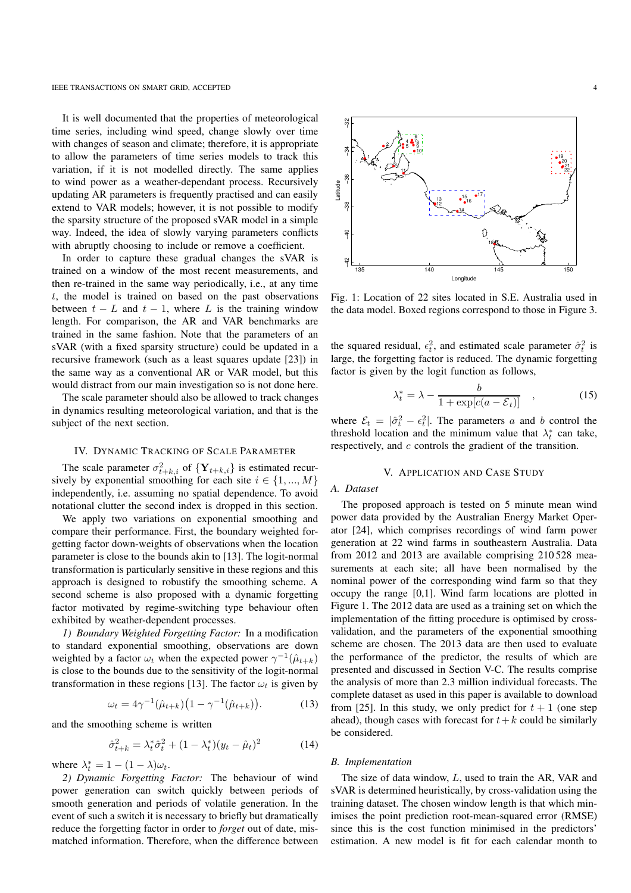It is well documented that the properties of meteorological time series, including wind speed, change slowly over time with changes of season and climate; therefore, it is appropriate to allow the parameters of time series models to track this variation, if it is not modelled directly. The same applies to wind power as a weather-dependant process. Recursively updating AR parameters is frequently practised and can easily extend to VAR models; however, it is not possible to modify the sparsity structure of the proposed sVAR model in a simple way. Indeed, the idea of slowly varying parameters conflicts with abruptly choosing to include or remove a coefficient.

In order to capture these gradual changes the sVAR is trained on a window of the most recent measurements, and then re-trained in the same way periodically, i.e., at any time $t$, the model is trained on based on the past observations between $t-L$ and $t-1$, where $L$ is the training window length. For comparison, the AR and VAR benchmarks are trained in the same fashion. Note that the parameters of an sVAR (with a fixed sparsity structure) could be updated in a recursive framework (such as a least squares update [23]) in the same way as a conventional AR or VAR model, but this would distract from our main investigation so is not done here.

The scale parameter should also be allowed to track changes in dynamics resulting meteorological variation, and that is the subject of the next section.

## IV. Dynamic Tracking of Scale Parameter

The scale parameter $\sigma^2_{t+k,i}$ of $\{\mathbf{Y}_{t+k,i}\}$ is estimated recursively by exponential smoothing for each site $i \in \{1, ..., M\}$ independently, i.e. assuming no spatial dependence. To avoid notational clutter the second index is dropped in this section.

We apply two variations on exponential smoothing and compare their performance. First, the boundary weighted forgetting factor down-weights of observations when the location parameter is close to the bounds akin to [13]. The logit-normal transformation is particularly sensitive in these regions and this approach is designed to robustify the smoothing scheme. A second scheme is also proposed with a dynamic forgetting factor motivated by regime-switching type behaviour often exhibited by weather-dependent processes.

*1) Boundary Weighted Forgetting Factor:* In a modification to standard exponential smoothing, observations are down weighted by a factor $\omega_t$ when the expected power $\gamma^{-1}(\hat{\mu}_{t+k})$ is close to the bounds due to the sensitivity of the logit-normal transformation in these regions [13]. The factor $\omega_t$ is given by

$$\omega_t = 4\gamma^{-1}(\hat{\mu}_{t+k})\big(1-\gamma^{-1}(\hat{\mu}_{t+k})\big). \tag{13}$$

and the smoothing scheme is written

$$\hat{\sigma}^2_{t+k} = \lambda^*_t \hat{\sigma}^2_t + (1-\lambda^*_t)(y_t - \hat{\mu}_t)^2 \tag{14}$$

where $\lambda^*_t = 1-(1-\lambda)\omega_t$.

*2) Dynamic Forgetting Factor:* The behaviour of wind power generation can switch quickly between periods of smooth generation and periods of volatile generation. In the event of such a switch it is necessary to briefly but dramatically reduce the forgetting factor in order to *forget* out of date, mismatched information. Therefore, when the difference between the squared residual, $\epsilon^2_t$, and estimated scale parameter $\hat{\sigma}^2_t$ is large, the forgetting factor is reduced. The dynamic forgetting factor is given by the logit function as follows,

$$\lambda^*_t = \lambda - \frac{b}{1+\exp[c(a-\mathcal{E}_t)]} \quad , \tag{15}$$

where $\mathcal{E}_t = |\hat{\sigma}^2_t - \epsilon^2_t|$. The parameters $a$ and $b$ control the threshold location and the minimum value that $\lambda^*_t$ can take, respectively, and $c$ controls the gradient of the transition.

Fig. 1: Location of 22 sites located in S.E. Australia used in the data model. Boxed regions correspond to those in Figure 3.

## V. Application and Case Study

### A. Dataset

The proposed approach is tested on 5 minute mean wind power data provided by the Australian Energy Market Operator [24], which comprises recordings of wind farm power generation at 22 wind farms in southeastern Australia. Data from 2012 and 2013 are available comprising 210 528 measurements at each site; all have been normalised by the nominal power of the corresponding wind farm so that they occupy the range [0,1]. Wind farm locations are plotted in Figure 1. The 2012 data are used as a training set on which the implementation of the fitting procedure is optimised by cross-validation, and the parameters of the exponential smoothing scheme are chosen. The 2013 data are then used to evaluate the performance of the predictor, the results of which are presented and discussed in Section V-C. The results comprise the analysis of more than 2.3 million individual forecasts. The complete dataset as used in this paper is available to download from [25]. In this study, we only predict for $t+1$ (one step ahead), though cases with forecast for $t+k$ could be similarly be considered.

### B. Implementation

The size of data window, $L$, used to train the AR, VAR and sVAR is determined heuristically, by cross-validation using the training dataset. The chosen window length is that which minimises the point prediction root-mean-squared error (RMSE) since this is the cost function minimised in the predictors' estimation. A new model is fit for each calendar month to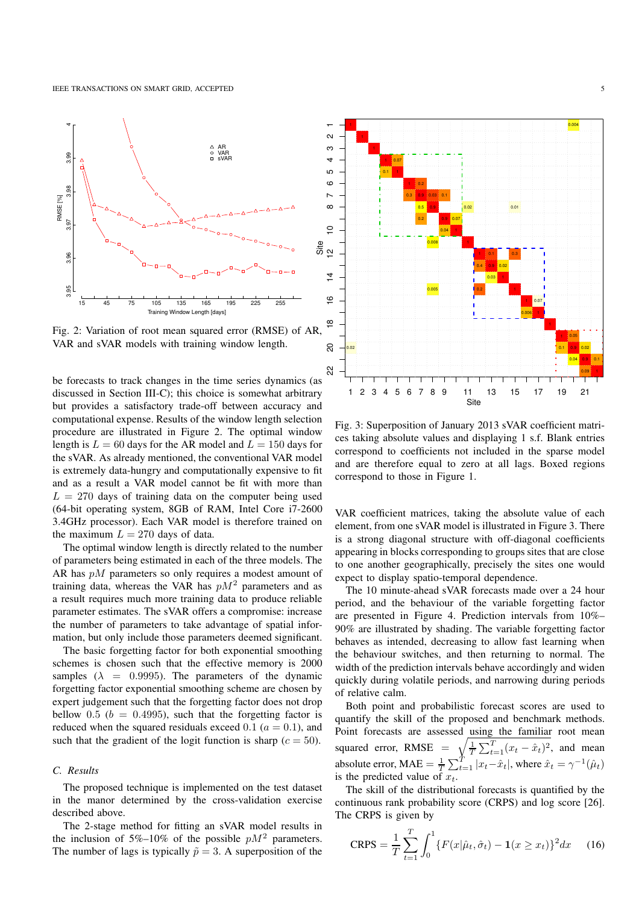Fig. 2: Variation of root mean squared error (RMSE) of AR, VAR and sVAR models with training window length.

be forecasts to track changes in the time series dynamics (as discussed in Section III-C); this choice is somewhat arbitrary but provides a satisfactory trade-off between accuracy and computational expense. Results of the window length selection procedure are illustrated in Figure 2. The optimal window length is $L = 60$ days for the AR model and $L = 150$ days for the sVAR. As already mentioned, the conventional VAR model is extremely data-hungry and computationally expensive to fit and as a result a VAR model cannot be fit with more than $L = 270$ days of training data on the computer being used (64-bit operating system, 8GB of RAM, Intel Core i7-2600 3.4GHz processor). Each VAR model is therefore trained on the maximum $L = 270$ days of data.

The optimal window length is directly related to the number of parameters being estimated in each of the three models. The AR has $pM$ parameters so only requires a modest amount of training data, whereas the VAR has $pM^2$ parameters and as a result requires much more training data to produce reliable parameter estimates. The sVAR offers a compromise: increase the number of parameters to take advantage of spatial information, but only include those parameters deemed significant.

The basic forgetting factor for both exponential smoothing schemes is chosen such that the effective memory is 2000 samples ($\lambda = 0.9995$). The parameters of the dynamic forgetting factor exponential smoothing scheme are chosen by expert judgement such that the forgetting factor does not drop bellow 0.5 ($b = 0.4995$), such that the forgetting factor is reduced when the squared residuals exceed 0.1 ($a = 0.1$), and such that the gradient of the logit function is sharp ($c = 50$).

### C. Results

The proposed technique is implemented on the test dataset in the manor determined by the cross-validation exercise described above.

The 2-stage method for fitting an sVAR model results in the inclusion of 5%–10% of the possible $pM^2$ parameters. The number of lags is typically $\tilde{p} = 3$. A superposition of the VAR coefficient matrices, taking the absolute value of each element, from one sVAR model is illustrated in Figure 3. There is a strong diagonal structure with off-diagonal coefficients appearing in blocks corresponding to groups sites that are close to one another geographically, precisely the sites one would expect to display spatio-temporal dependence.

Fig. 3: Superposition of January 2013 sVAR coefficient matrices taking absolute values and displaying 1 s.f. Blank entries correspond to coefficients not included in the sparse model and are therefore equal to zero at all lags. Boxed regions correspond to those in Figure 1.

The 10 minute-ahead sVAR forecasts made over a 24 hour period, and the behaviour of the variable forgetting factor are presented in Figure 4. Prediction intervals from 10%–90% are illustrated by shading. The variable forgetting factor behaves as intended, decreasing to allow fast learning when the behaviour switches, and then returning to normal. The width of the prediction intervals behave accordingly and widen quickly during volatile periods, and narrowing during periods of relative calm.

Both point and probabilistic forecast scores are used to quantify the skill of the proposed and benchmark methods. Point forecasts are assessed using the familiar root mean squared error, $\text{RMSE} = \sqrt{\frac{1}{T}\sum_{t=1}^{T}(x_t - \hat{x}_t)^2}$, and mean absolute error, $\text{MAE} = \frac{1}{T}\sum_{t=1}^{T}|x_t - \hat{x}_t|$, where $\hat{x}_t = \gamma^{-1}(\hat{\mu}_t)$ is the predicted value of $x_t$.

The skill of the distributional forecasts is quantified by the continuous rank probability score (CRPS) and log score [26]. The CRPS is given by

$$\text{CRPS} = \frac{1}{T}\sum_{t=1}^{T}\int_0^1 \{F(x|\hat{\mu}_t, \hat{\sigma}_t) - \mathbf{1}(x \geq x_t)\}^2 dx \quad (16)$$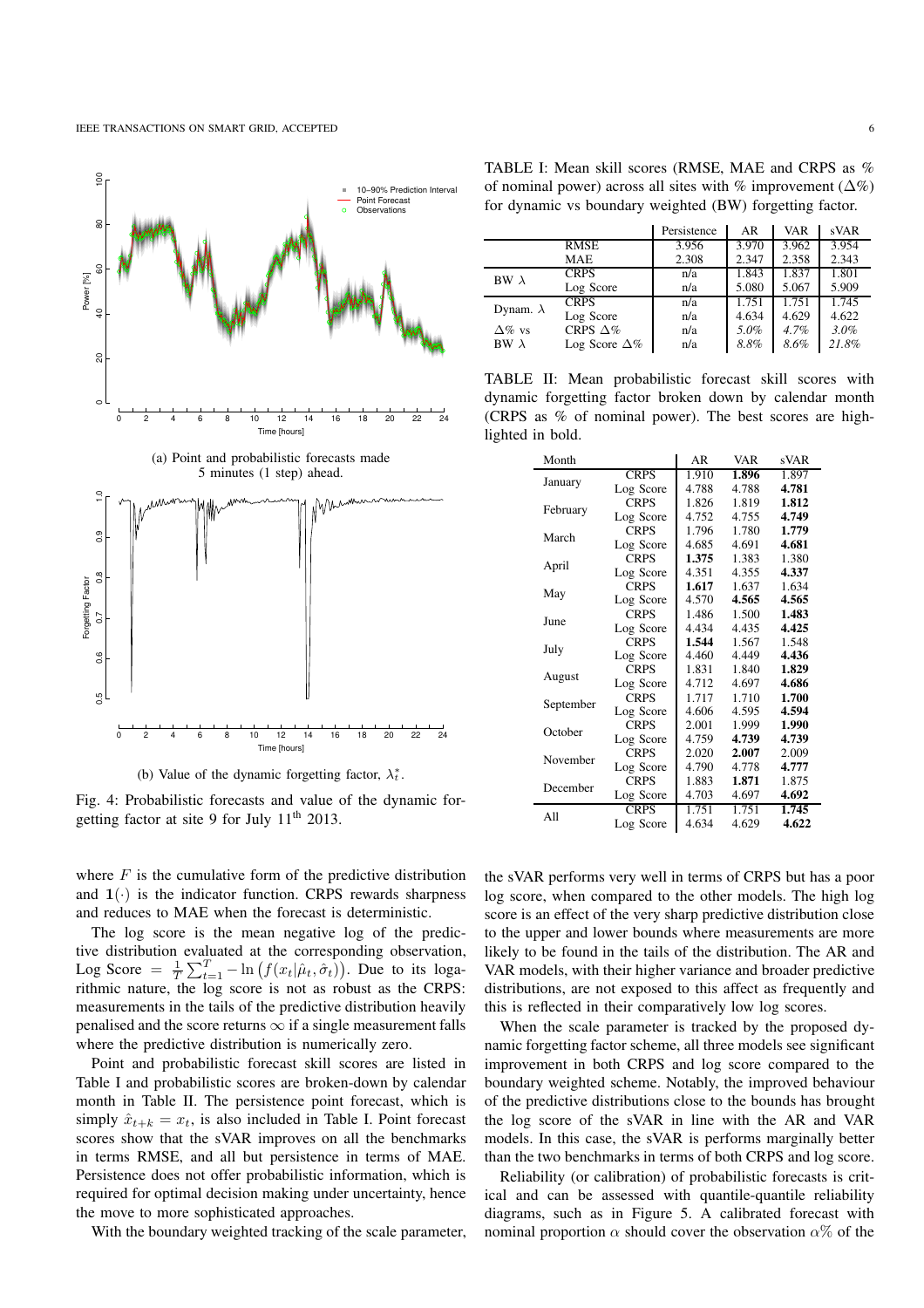(a) Point and probabilistic forecasts made 5 minutes (1 step) ahead.

(b) Value of the dynamic forgetting factor, $\lambda_t^*$.

Fig. 4: Probabilistic forecasts and value of the dynamic forgetting factor at site 9 for July 11[th] 2013.

where $F$ is the cumulative form of the predictive distribution and $\mathbf{1}(\cdot)$ is the indicator function. CRPS rewards sharpness and reduces to MAE when the forecast is deterministic.

The log score is the mean negative log of the predictive distribution evaluated at the corresponding observation, Log Score $= \frac{1}{T}\sum_{t=1}^{T} - \ln\left(f(x_t|\hat{\mu}_t, \hat{\sigma}_t)\right)$. Due to its logarithmic nature, the log score is not as robust as the CRPS: measurements in the tails of the predictive distribution heavily penalised and the score returns $\infty$ if a single measurement falls where the predictive distribution is numerically zero.

Point and probabilistic forecast skill scores are listed in Table I and probabilistic scores are broken-down by calendar month in Table II. The persistence point forecast, which is simply $\hat{x}_{t+k} = x_t$, is also included in Table I. Point forecast scores show that the sVAR improves on all the benchmarks in terms RMSE, and all but persistence in terms of MAE. Persistence does not offer probabilistic information, which is required for optimal decision making under uncertainty, hence the move to more sophisticated approaches.

With the boundary weighted tracking of the scale parameter, the sVAR performs very well in terms of CRPS but has a poor log score, when compared to the other models. The high log score is an effect of the very sharp predictive distribution close to the upper and lower bounds where measurements are more likely to be found in the tails of the distribution. The AR and VAR models, with their higher variance and broader predictive distributions, are not exposed to this affect as frequently and this is reflected in their comparatively low log scores.

When the scale parameter is tracked by the proposed dynamic forgetting factor scheme, all three models see significant improvement in both CRPS and log score compared to the boundary weighted scheme. Notably, the improved behaviour of the predictive distributions close to the bounds has brought the log score of the sVAR in line with the AR and VAR models. In this case, the sVAR is performs marginally better than the two benchmarks in terms of both CRPS and log score.

Reliability (or calibration) of probabilistic forecasts is critical and can be assessed with quantile-quantile reliability diagrams, such as in Figure 5. A calibrated forecast with nominal proportion $\alpha$ should cover the observation $\alpha$% of the

TABLE I: Mean skill scores (RMSE, MAE and CRPS as % of nominal power) across all sites with % improvement ($\Delta$%) for dynamic vs boundary weighted (BW) forgetting factor.

| | | Persistence | AR | VAR | sVAR |
|---|---|---|---|---|---|
| | RMSE | 3.956 | 3.970 | 3.962 | 3.954 |
| | MAE | 2.308 | 2.347 | 2.358 | 2.343 |
| BW $\lambda$ | CRPS | n/a | 1.843 | 1.837 | 1.801 |
| | Log Score | n/a | 5.080 | 5.067 | 5.909 |
| Dynam. $\lambda$ | CRPS | n/a | 1.751 | 1.751 | 1.745 |
| | Log Score | n/a | 4.634 | 4.629 | 4.622 |
| $\Delta$% vs | CRPS $\Delta$% | n/a | *5.0%* | *4.7%* | *3.0%* |
| BW $\lambda$ | Log Score $\Delta$% | n/a | *8.8%* | *8.6%* | *21.8%* |

TABLE II: Mean probabilistic forecast skill scores with dynamic forgetting factor broken down by calendar month (CRPS as % of nominal power). The best scores are highlighted in bold.

| Month | | AR | VAR | sVAR |
|---|---|---|---|---|
| January | CRPS | 1.910 | **1.896** | 1.897 |
| | Log Score | 4.788 | 4.788 | **4.781** |
| February | CRPS | 1.826 | 1.819 | **1.812** |
| | Log Score | 4.752 | 4.755 | **4.749** |
| March | CRPS | 1.796 | 1.780 | **1.779** |
| | Log Score | 4.685 | 4.691 | **4.681** |
| April | CRPS | **1.375** | 1.383 | 1.380 |
| | Log Score | 4.351 | 4.355 | **4.337** |
| May | CRPS | **1.617** | 1.637 | 1.634 |
| | Log Score | 4.570 | **4.565** | **4.565** |
| June | CRPS | 1.486 | 1.500 | **1.483** |
| | Log Score | 4.434 | 4.435 | **4.425** |
| July | CRPS | **1.544** | 1.567 | 1.548 |
| | Log Score | 4.460 | 4.449 | **4.436** |
| August | CRPS | 1.831 | 1.840 | **1.829** |
| | Log Score | 4.712 | 4.697 | **4.686** |
| September | CRPS | 1.717 | 1.710 | **1.700** |
| | Log Score | 4.606 | 4.595 | **4.594** |
| October | CRPS | 2.001 | 1.999 | **1.990** |
| | Log Score | 4.759 | **4.739** | **4.739** |
| November | CRPS | 2.020 | **2.007** | 2.009 |
| | Log Score | 4.790 | 4.778 | **4.777** |
| December | CRPS | 1.883 | **1.871** | 1.875 |
| | Log Score | 4.703 | 4.697 | **4.692** |
| All | CRPS | 1.751 | 1.751 | **1.745** |
| | Log Score | 4.634 | 4.629 | **4.622** |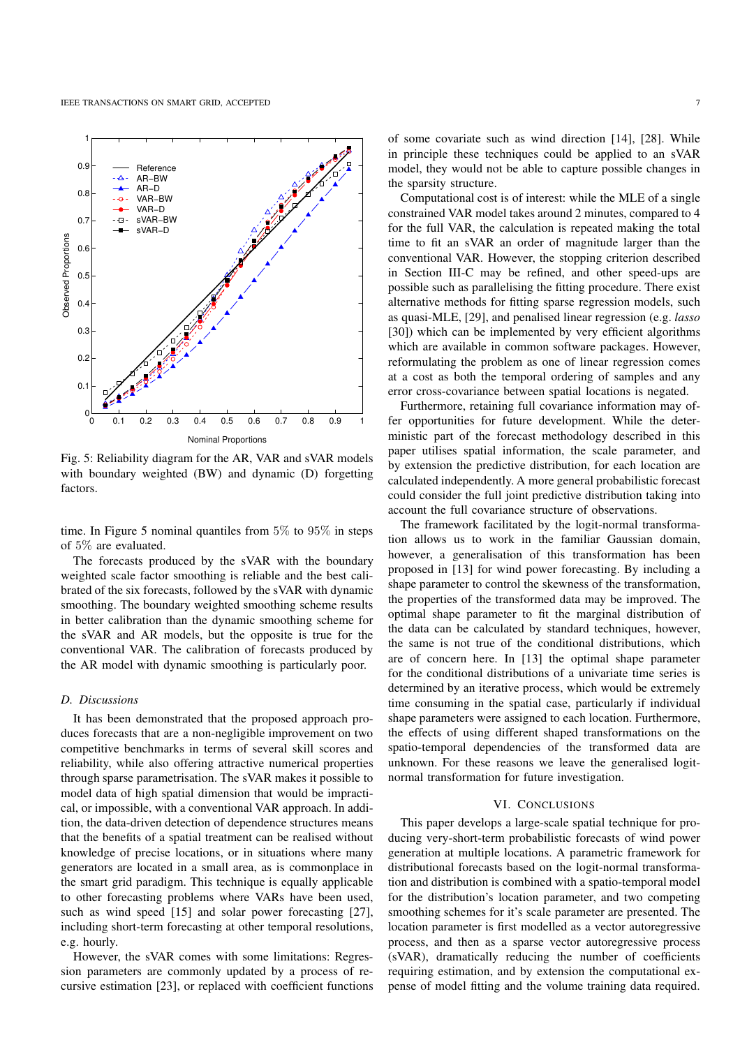Fig. 5: Reliability diagram for the AR, VAR and sVAR models with boundary weighted (BW) and dynamic (D) forgetting factors.

time. In Figure 5 nominal quantiles from 5% to 95% in steps of 5% are evaluated.

The forecasts produced by the sVAR with the boundary weighted scale factor smoothing is reliable and the best calibrated of the six forecasts, followed by the sVAR with dynamic smoothing. The boundary weighted smoothing scheme results in better calibration than the dynamic smoothing scheme for the sVAR and AR models, but the opposite is true for the conventional VAR. The calibration of forecasts produced by the AR model with dynamic smoothing is particularly poor.

### D. Discussions

It has been demonstrated that the proposed approach produces forecasts that are a non-negligible improvement on two competitive benchmarks in terms of several skill scores and reliability, while also offering attractive numerical properties through sparse parametrisation. The sVAR makes it possible to model data of high spatial dimension that would be impractical, or impossible, with a conventional VAR approach. In addition, the data-driven detection of dependence structures means that the benefits of a spatial treatment can be realised without knowledge of precise locations, or in situations where many generators are located in a small area, as is commonplace in the smart grid paradigm. This technique is equally applicable to other forecasting problems where VARs have been used, such as wind speed [15] and solar power forecasting [27], including short-term forecasting at other temporal resolutions, e.g. hourly.

However, the sVAR comes with some limitations: Regression parameters are commonly updated by a process of recursive estimation [23], or replaced with coefficient functions of some covariate such as wind direction [14], [28]. While in principle these techniques could be applied to an sVAR model, they would not be able to capture possible changes in the sparsity structure.

Computational cost is of interest: while the MLE of a single constrained VAR model takes around 2 minutes, compared to 4 for the full VAR, the calculation is repeated making the total time to fit an sVAR an order of magnitude larger than the conventional VAR. However, the stopping criterion described in Section III-C may be refined, and other speed-ups are possible such as parallelising the fitting procedure. There exist alternative methods for fitting sparse regression models, such as quasi-MLE, [29], and penalised linear regression (e.g. *lasso* [30]) which can be implemented by very efficient algorithms which are available in common software packages. However, reformulating the problem as one of linear regression comes at a cost as both the temporal ordering of samples and any error cross-covariance between spatial locations is negated.

Furthermore, retaining full covariance information may offer opportunities for future development. While the deterministic part of the forecast methodology described in this paper utilises spatial information, the scale parameter, and by extension the predictive distribution, for each location are calculated independently. A more general probabilistic forecast could consider the full joint predictive distribution taking into account the full covariance structure of observations.

The framework facilitated by the logit-normal transformation allows us to work in the familiar Gaussian domain, however, a generalisation of this transformation has been proposed in [13] for wind power forecasting. By including a shape parameter to control the skewness of the transformation, the properties of the transformed data may be improved. The optimal shape parameter to fit the marginal distribution of the data can be calculated by standard techniques, however, the same is not true of the conditional distributions, which are of concern here. In [13] the optimal shape parameter for the conditional distributions of a univariate time series is determined by an iterative process, which would be extremely time consuming in the spatial case, particularly if individual shape parameters were assigned to each location. Furthermore, the effects of using different shaped transformations on the spatio-temporal dependencies of the transformed data are unknown. For these reasons we leave the generalised logit-normal transformation for future investigation.

## VI. Conclusions

This paper develops a large-scale spatial technique for producing very-short-term probabilistic forecasts of wind power generation at multiple locations. A parametric framework for distributional forecasts based on the logit-normal transformation and distribution is combined with a spatio-temporal model for the distribution's location parameter, and two competing smoothing schemes for it's scale parameter are presented. The location parameter is first modelled as a vector autoregressive process, and then as a sparse vector autoregressive process (sVAR), dramatically reducing the number of coefficients requiring estimation, and by extension the computational expense of model fitting and the volume training data required.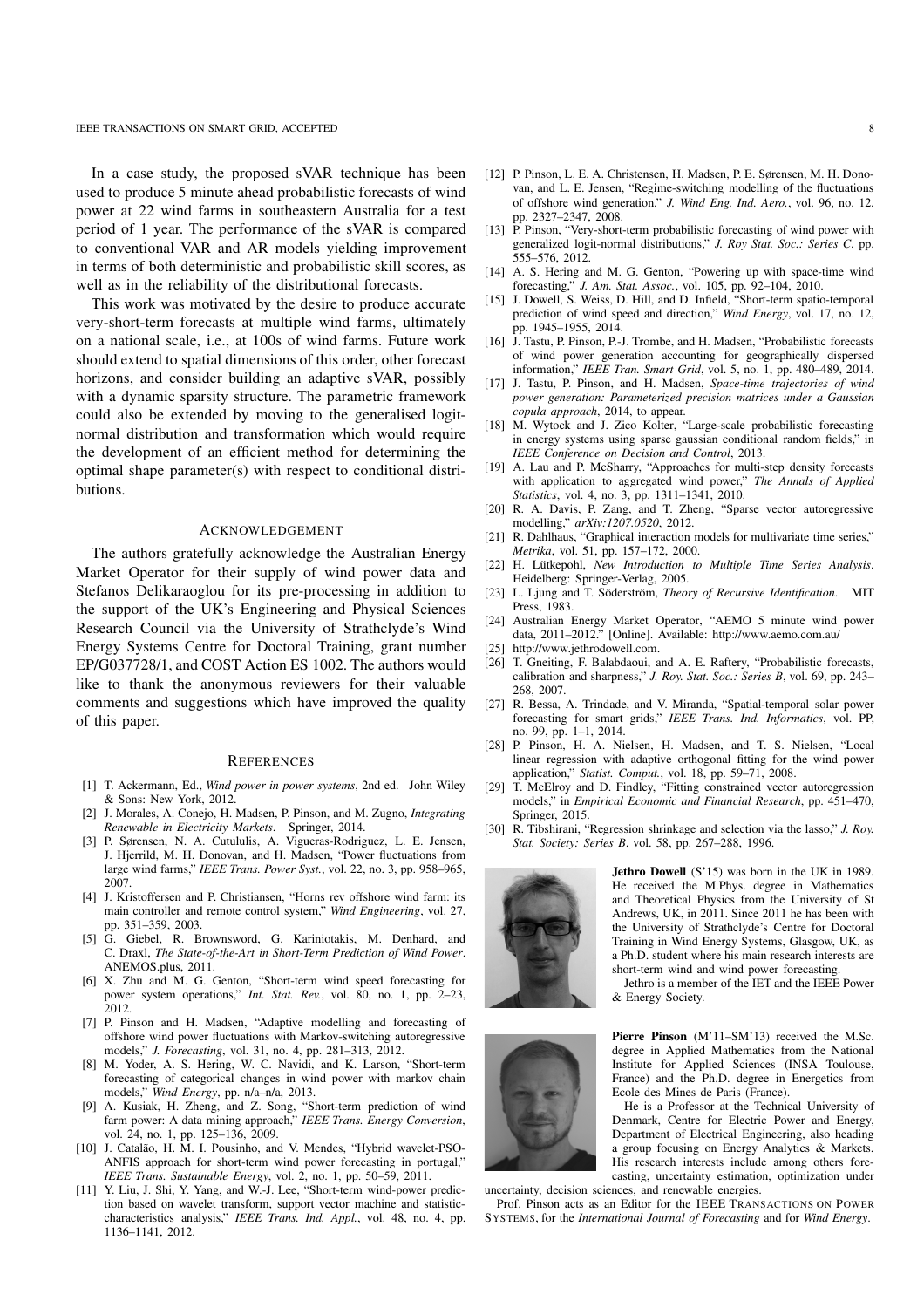In a case study, the proposed sVAR technique has been used to produce 5 minute ahead probabilistic forecasts of wind power at 22 wind farms in southeastern Australia for a test period of 1 year. The performance of the sVAR is compared to conventional VAR and AR models yielding improvement in terms of both deterministic and probabilistic skill scores, as well as in the reliability of the distributional forecasts.

This work was motivated by the desire to produce accurate very-short-term forecasts at multiple wind farms, ultimately on a national scale, i.e., at 100s of wind farms. Future work should extend to spatial dimensions of this order, other forecast horizons, and consider building an adaptive sVAR, possibly with a dynamic sparsity structure. The parametric framework could also be extended by moving to the generalised logit-normal distribution and transformation which would require the development of an efficient method for determining the optimal shape parameter(s) with respect to conditional distributions.

## Acknowledgement

The authors gratefully acknowledge the Australian Energy Market Operator for their supply of wind power data and Stefanos Delikaraoglou for its pre-processing in addition to the support of the UK's Engineering and Physical Sciences Research Council via the University of Strathclyde's Wind Energy Systems Centre for Doctoral Training, grant number EP/G037728/1, and COST Action ES 1002. The authors would like to thank the anonymous reviewers for their valuable comments and suggestions which have improved the quality of this paper.

## References

[1] T. Ackermann, Ed., *Wind power in power systems*, 2nd ed. John Wiley & Sons: New York, 2012.

[2] J. Morales, A. Conejo, H. Madsen, P. Pinson, and M. Zugno, *Integrating Renewable in Electricity Markets*. Springer, 2014.

[3] P. Sørensen, N. A. Cutululis, A. Vigueras-Rodriguez, L. E. Jensen, J. Hjerrild, M. H. Donovan, and H. Madsen, "Power fluctuations from large wind farms," *IEEE Trans. Power Syst.*, vol. 22, no. 3, pp. 958–965, 2007.

[4] J. Kristoffersen and P. Christiansen, "Horns rev offshore wind farm: its main controller and remote control system," *Wind Engineering*, vol. 27, pp. 351–359, 2003.

[5] G. Giebel, R. Brownsword, G. Kariniotakis, M. Denhard, and C. Draxl, *The State-of-the-Art in Short-Term Prediction of Wind Power*. ANEMOS.plus, 2011.

[6] X. Zhu and M. G. Genton, "Short-term wind speed forecasting for power system operations," *Int. Stat. Rev.*, vol. 80, no. 1, pp. 2–23, 2012.

[7] P. Pinson and H. Madsen, "Adaptive modelling and forecasting of offshore wind power fluctuations with Markov-switching autoregressive models," *J. Forecasting*, vol. 31, no. 4, pp. 281–313, 2012.

[8] M. Yoder, A. S. Hering, W. C. Navidi, and K. Larson, "Short-term forecasting of categorical changes in wind power with markov chain models," *Wind Energy*, pp. n/a–n/a, 2013.

[9] A. Kusiak, H. Zheng, and Z. Song, "Short-term prediction of wind farm power: A data mining approach," *IEEE Trans. Energy Conversion*, vol. 24, no. 1, pp. 125–136, 2009.

[10] J. Catalão, H. M. I. Pousinho, and V. Mendes, "Hybrid wavelet-PSO-ANFIS approach for short-term wind power forecasting in portugal," *IEEE Trans. Sustainable Energy*, vol. 2, no. 1, pp. 50–59, 2011.

[11] Y. Liu, J. Shi, Y. Yang, and W.-J. Lee, "Short-term wind-power prediction based on wavelet transform, support vector machine and statistic-characteristics analysis," *IEEE Trans. Ind. Appl.*, vol. 48, no. 4, pp. 1136–1141, 2012.

[12] P. Pinson, L. E. A. Christensen, H. Madsen, P. E. Sørensen, M. H. Donovan, and L. E. Jensen, "Regime-switching modelling of the fluctuations of offshore wind generation," *J. Wind Eng. Ind. Aero.*, vol. 96, no. 12, pp. 2327–2347, 2008.

[13] P. Pinson, "Very-short-term probabilistic forecasting of wind power with generalized logit-normal distributions," *J. Roy Stat. Soc.: Series C*, pp. 555–576, 2012.

[14] A. S. Hering and M. G. Genton, "Powering up with space-time wind forecasting," *J. Am. Stat. Assoc.*, vol. 105, pp. 92–104, 2010.

[15] J. Dowell, S. Weiss, D. Hill, and D. Infield, "Short-term spatio-temporal prediction of wind speed and direction," *Wind Energy*, vol. 17, no. 12, pp. 1945–1955, 2014.

[16] J. Tastu, P. Pinson, P.-J. Trombe, and H. Madsen, "Probabilistic forecasts of wind power generation accounting for geographically dispersed information," *IEEE Tran. Smart Grid*, vol. 5, no. 1, pp. 480–489, 2014.

[17] J. Tastu, P. Pinson, and H. Madsen, *Space-time trajectories of wind power generation: Parameterized precision matrices under a Gaussian copula approach*, 2014, to appear.

[18] M. Wytock and J. Zico Kolter, "Large-scale probabilistic forecasting in energy systems using sparse gaussian conditional random fields," in *IEEE Conference on Decision and Control*, 2013.

[19] A. Lau and P. McSharry, "Approaches for multi-step density forecasts with application to aggregated wind power," *The Annals of Applied Statistics*, vol. 4, no. 3, pp. 1311–1341, 2010.

[20] R. A. Davis, P. Zang, and T. Zheng, "Sparse vector autoregressive modelling," *arXiv:1207.0520*, 2012.

[21] R. Dahlhaus, "Graphical interaction models for multivariate time series," *Metrika*, vol. 51, pp. 157–172, 2000.

[22] H. Lütkepohl, *New Introduction to Multiple Time Series Analysis*. Heidelberg: Springer-Verlag, 2005.

[23] L. Ljung and T. Söderström, *Theory of Recursive Identification*. MIT Press, 1983.

[24] Australian Energy Market Operator, "AEMO 5 minute wind power data, 2011–2012." [Online]. Available: http://www.aemo.com.au/

[25] http://www.jethrodowell.com.

[26] T. Gneiting, F. Balabdaoui, and A. E. Raftery, "Probabilistic forecasts, calibration and sharpness," *J. Roy. Stat. Soc.: Series B*, vol. 69, pp. 243–268, 2007.

[27] R. Bessa, A. Trindade, and V. Miranda, "Spatial-temporal solar power forecasting for smart grids," *IEEE Trans. Ind. Informatics*, vol. PP, no. 99, pp. 1–1, 2014.

[28] P. Pinson, H. A. Nielsen, H. Madsen, and T. S. Nielsen, "Local linear regression with adaptive orthogonal fitting for the wind power application," *Statist. Comput.*, vol. 18, pp. 59–71, 2008.

[29] T. McElroy and D. Findley, "Fitting constrained vector autoregression models," in *Empirical Economic and Financial Research*, pp. 451–470, Springer, 2015.

[30] R. Tibshirani, "Regression shrinkage and selection via the lasso," *J. Roy. Stat. Society: Series B*, vol. 58, pp. 267–288, 1996.

**Jethro Dowell** (S'15) was born in the UK in 1989. He received the M.Phys. degree in Mathematics and Theoretical Physics from the University of St Andrews, UK, in 2011. Since 2011 he has been with the University of Strathclyde's Centre for Doctoral Training in Wind Energy Systems, Glasgow, UK, as a Ph.D. student where his main research interests are short-term wind and wind power forecasting.

Jethro is a member of the IET and the IEEE Power & Energy Society.

**Pierre Pinson** (M'11–SM'13) received the M.Sc. degree in Applied Mathematics from the National Institute for Applied Sciences (INSA Toulouse, France) and the Ph.D. degree in Energetics from Ecole des Mines de Paris (France).

He is a Professor at the Technical University of Denmark, Centre for Electric Power and Energy, Department of Electrical Engineering, also heading a group focusing on Energy Analytics & Markets. His research interests include among others forecasting, uncertainty estimation, optimization under uncertainty, decision sciences, and renewable energies.

Prof. Pinson acts as an Editor for the IEEE Transactions on Power Systems, for the *International Journal of Forecasting* and for *Wind Energy*.